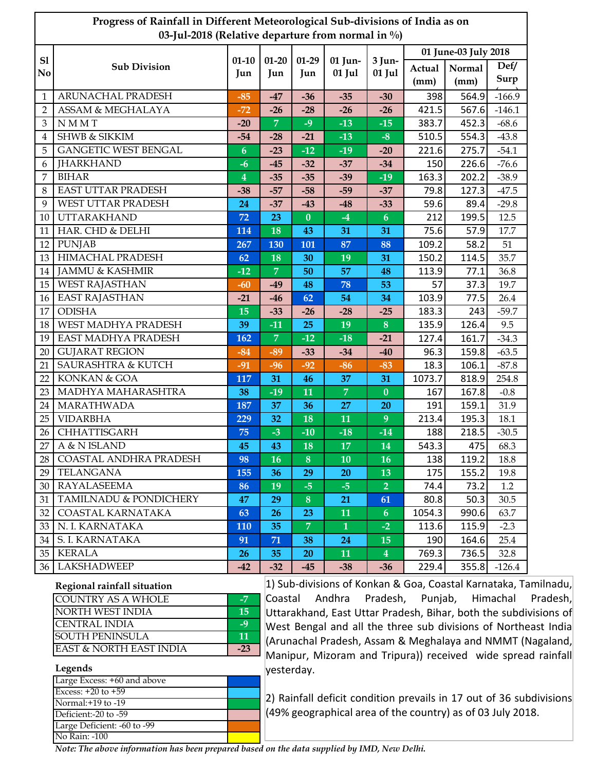**Progress of Rainfall in Different Meteorological Sub-divisions of India as on 03-Jul-2018 (Relative departure from normal in %)**

| Sl No | Sub Division | 01-10 Jun | 01-20 Jun | 01-29 Jun | 01 Jun-01 Jul | 3 Jun-01 Jul | 01 June-03 July 2018 | | |
|---|---|---|---|---|---|---|---|---|---|
| | | | | | | | Actual (mm) | Normal (mm) | Def/ Surp |
| 1 | ARUNACHAL PRADESH | -85 | -47 | -36 | -35 | -30 | 398 | 564.9 | -166.9 |
| 2 | ASSAM & MEGHALAYA | -72 | -26 | -28 | -26 | -26 | 421.5 | 567.6 | -146.1 |
| 3 | N M M T | -20 | 7 | -9 | -13 | -15 | 383.7 | 452.3 | -68.6 |
| 4 | SHWB & SIKKIM | -54 | -28 | -21 | -13 | -8 | 510.5 | 554.3 | -43.8 |
| 5 | GANGETIC WEST BENGAL | 6 | -23 | -12 | -19 | -20 | 221.6 | 275.7 | -54.1 |
| 6 | JHARKHAND | -6 | -45 | -32 | -37 | -34 | 150 | 226.6 | -76.6 |
| 7 | BIHAR | 4 | -35 | -35 | -39 | -19 | 163.3 | 202.2 | -38.9 |
| 8 | EAST UTTAR PRADESH | -38 | -57 | -58 | -59 | -37 | 79.8 | 127.3 | -47.5 |
| 9 | WEST UTTAR PRADESH | 24 | -37 | -43 | -48 | -33 | 59.6 | 89.4 | -29.8 |
| 10 | UTTARAKHAND | 72 | 23 | 0 | -4 | 6 | 212 | 199.5 | 12.5 |
| 11 | HAR. CHD & DELHI | 114 | 18 | 43 | 31 | 31 | 75.6 | 57.9 | 17.7 |
| 12 | PUNJAB | 267 | 130 | 101 | 87 | 88 | 109.2 | 58.2 | 51 |
| 13 | HIMACHAL PRADESH | 62 | 18 | 30 | 19 | 31 | 150.2 | 114.5 | 35.7 |
| 14 | JAMMU & KASHMIR | -12 | 7 | 50 | 57 | 48 | 113.9 | 77.1 | 36.8 |
| 15 | WEST RAJASTHAN | -60 | -49 | 48 | 78 | 53 | 57 | 37.3 | 19.7 |
| 16 | EAST RAJASTHAN | -21 | -46 | 62 | 54 | 34 | 103.9 | 77.5 | 26.4 |
| 17 | ODISHA | 15 | -33 | -26 | -28 | -25 | 183.3 | 243 | -59.7 |
| 18 | WEST MADHYA PRADESH | 39 | -11 | 25 | 19 | 8 | 135.9 | 126.4 | 9.5 |
| 19 | EAST MADHYA PRADESH | 162 | 7 | -12 | -18 | -21 | 127.4 | 161.7 | -34.3 |
| 20 | GUJARAT REGION | -84 | -89 | -33 | -34 | -40 | 96.3 | 159.8 | -63.5 |
| 21 | SAURASHTRA & KUTCH | -91 | -96 | -92 | -86 | -83 | 18.3 | 106.1 | -87.8 |
| 22 | KONKAN & GOA | 117 | 31 | 46 | 37 | 31 | 1073.7 | 818.9 | 254.8 |
| 23 | MADHYA MAHARASHTRA | 38 | -19 | 11 | 7 | 0 | 167 | 167.8 | -0.8 |
| 24 | MARATHWADA | 187 | 37 | 36 | 27 | 20 | 191 | 159.1 | 31.9 |
| 25 | VIDARBHA | 229 | 32 | 18 | 11 | 9 | 213.4 | 195.3 | 18.1 |
| 26 | CHHATTISGARH | 75 | -3 | -10 | -18 | -14 | 188 | 218.5 | -30.5 |
| 27 | A & N ISLAND | 45 | 43 | 18 | 17 | 14 | 543.3 | 475 | 68.3 |
| 28 | COASTAL ANDHRA PRADESH | 98 | 16 | 8 | 10 | 16 | 138 | 119.2 | 18.8 |
| 29 | TELANGANA | 155 | 36 | 29 | 20 | 13 | 175 | 155.2 | 19.8 |
| 30 | RAYALASEEMA | 86 | 19 | -5 | -5 | 2 | 74.4 | 73.2 | 1.2 |
| 31 | TAMILNADU & PONDICHERY | 47 | 29 | 8 | 21 | 61 | 80.8 | 50.3 | 30.5 |
| 32 | COASTAL KARNATAKA | 63 | 26 | 23 | 11 | 6 | 1054.3 | 990.6 | 63.7 |
| 33 | N. I. KARNATAKA | 110 | 35 | 7 | 1 | -2 | 113.6 | 115.9 | -2.3 |
| 34 | S. I. KARNATAKA | 91 | 71 | 38 | 24 | 15 | 190 | 164.6 | 25.4 |
| 35 | KERALA | 26 | 35 | 20 | 11 | 4 | 769.3 | 736.5 | 32.8 |
| 36 | LAKSHADWEEP | -42 | -32 | -45 | -38 | -36 | 229.4 | 355.8 | -126.4 |

**Regional rainfall situation**

| Region | Departure |
|---|---|
| COUNTRY AS A WHOLE | -7 |
| NORTH WEST INDIA | 15 |
| CENTRAL INDIA | -9 |
| SOUTH PENINSULA | 11 |
| EAST & NORTH EAST INDIA | -23 |

**Legends**

- Large Excess: +60 and above
- Excess: +20 to +59
- Normal: +19 to -19
- Deficient: -20 to -59
- Large Deficient: -60 to -99
- No Rain: -100

1) Sub-divisions of Konkan & Goa, Coastal Karnataka, Tamilnadu, Coastal Andhra Pradesh, Punjab, Himachal Pradesh, Uttarakhand, East Uttar Pradesh, Bihar, both the subdivisions of West Bengal and all the three sub divisions of Northeast India (Arunachal Pradesh, Assam & Meghalaya and NMMT (Nagaland, Manipur, Mizoram and Tripura)) received wide spread rainfall yesterday.

2) Rainfall deficit condition prevails in 17 out of 36 subdivisions (49% geographical area of the country) as of 03 July 2018.

*Note: The above information has been prepared based on the data supplied by IMD, New Delhi.*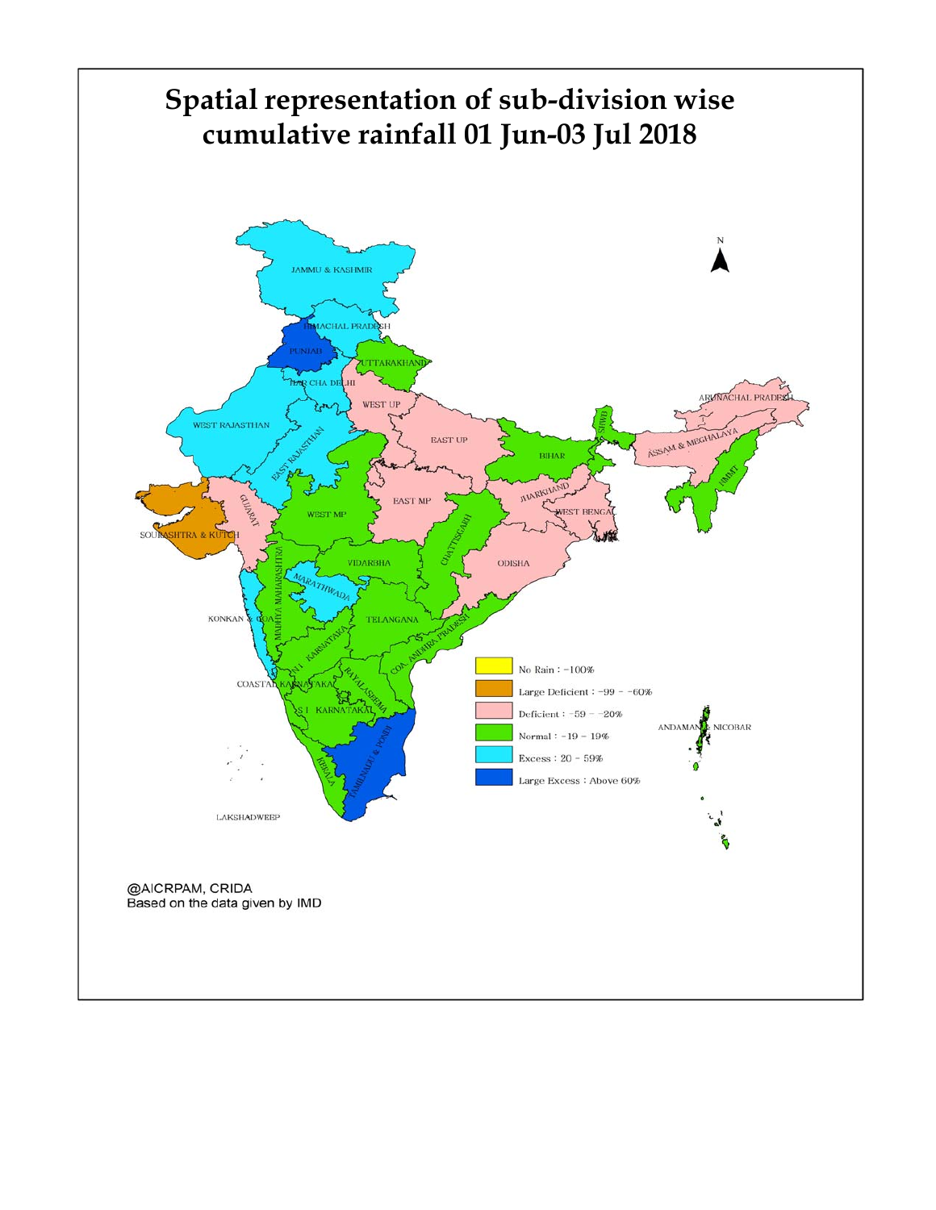# Spatial representation of sub-division wise cumulative rainfall 01 Jun-03 Jul 2018

JAMMU & KASHMIR

HIMACHAL PRADESH

PUNJAB

UTTARAKHAND

HAR CHA DELHI

WEST UP

ARUNACHAL PRADESH

WEST RAJASTHAN

EAST RAJASTHAN

EAST UP

SHWB

ASSAM & MEGHALAYA

BIHAR

NMMT

JHARKHAND

EAST MP

WEST MP

WEST BENGAL

GUJARAT

SOURASHTRA & KUTCH

CHATTISGARH

VIDARBHA

ODISHA

MADHYA MAHARASHTRA

MARATHWADA

KONKAN & GOA

TELANGANA

COA ANDHRA PRADESH

N I KARNATAKA

RAYALASEEMA

COASTAL KARNATAKA

S I KARNATAKA

TAMILNADU & PONDI

KERALA

LAKSHADWEEP

ANDAMAN & NICOBAR

N

No Rain : -100%

Large Deficient : -99 – -60%

Deficient : -59 – -20%

Normal : -19 – 19%

Excess : 20 – 59%

Large Excess : Above 60%

@AICRPAM, CRIDA
Based on the data given by IMD